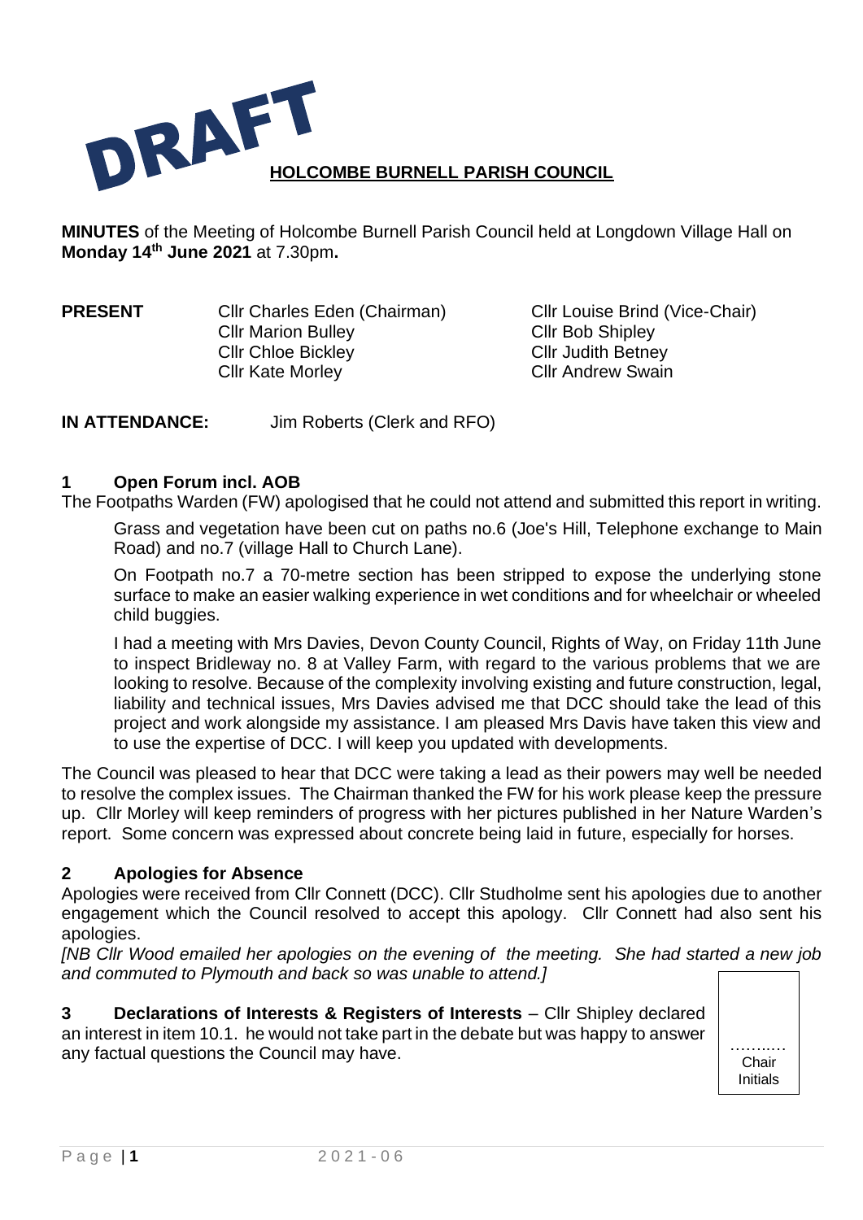DRAFT

# HOLCOMBE BURNELL PARISH COUNCIL

**MINUTES** of the Meeting of Holcombe Burnell Parish Council held at Longdown Village Hall on **Monday 14th June 2021** at 7.30pm**.**

| **PRESENT** | Cllr Charles Eden (Chairman) | Cllr Louise Brind (Vice-Chair) |
|---|---|---|
| | Cllr Marion Bulley | Cllr Bob Shipley |
| | Cllr Chloe Bickley | Cllr Judith Betney |
| | Cllr Kate Morley | Cllr Andrew Swain |

**IN ATTENDANCE:** Jim Roberts (Clerk and RFO)

## 1 Open Forum incl. AOB

The Footpaths Warden (FW) apologised that he could not attend and submitted this report in writing.

> Grass and vegetation have been cut on paths no.6 (Joe's Hill, Telephone exchange to Main Road) and no.7 (village Hall to Church Lane).
>
> On Footpath no.7 a 70-metre section has been stripped to expose the underlying stone surface to make an easier walking experience in wet conditions and for wheelchair or wheeled child buggies.
>
> I had a meeting with Mrs Davies, Devon County Council, Rights of Way, on Friday 11th June to inspect Bridleway no. 8 at Valley Farm, with regard to the various problems that we are looking to resolve. Because of the complexity involving existing and future construction, legal, liability and technical issues, Mrs Davies advised me that DCC should take the lead of this project and work alongside my assistance. I am pleased Mrs Davis have taken this view and to use the expertise of DCC. I will keep you updated with developments.

The Council was pleased to hear that DCC were taking a lead as their powers may well be needed to resolve the complex issues. The Chairman thanked the FW for his work please keep the pressure up. Cllr Morley will keep reminders of progress with her pictures published in her Nature Warden's report. Some concern was expressed about concrete being laid in future, especially for horses.

## 2 Apologies for Absence

Apologies were received from Cllr Connett (DCC). Cllr Studholme sent his apologies due to another engagement which the Council resolved to accept this apology. Cllr Connett had also sent his apologies.

*[NB Cllr Wood emailed her apologies on the evening of the meeting. She had started a new job and commuted to Plymouth and back so was unable to attend.]*

**3 Declarations of Interests & Registers of Interests** – Cllr Shipley declared an interest in item 10.1. he would not take part in the debate but was happy to answer any factual questions the Council may have.

……..… Chair Initials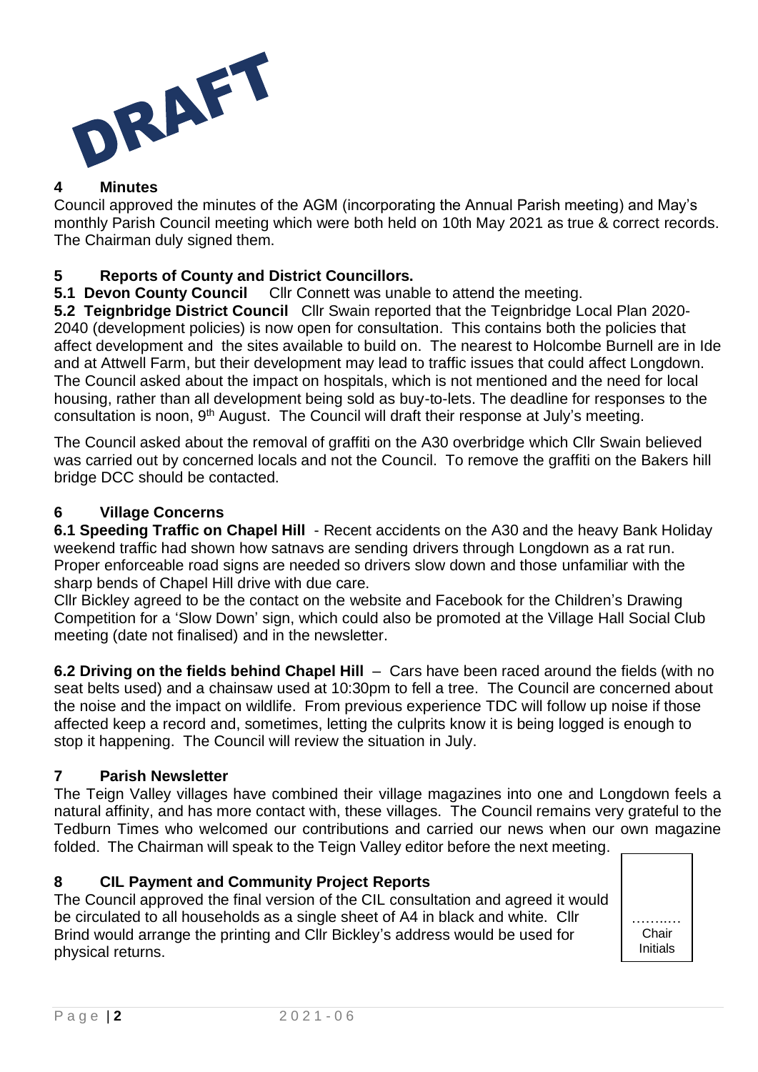DRAFT

## 4 Minutes

Council approved the minutes of the AGM (incorporating the Annual Parish meeting) and May's monthly Parish Council meeting which were both held on 10th May 2021 as true & correct records. The Chairman duly signed them.

## 5 Reports of County and District Councillors.

**5.1 Devon County Council** Cllr Connett was unable to attend the meeting.

**5.2 Teignbridge District Council** Cllr Swain reported that the Teignbridge Local Plan 2020-2040 (development policies) is now open for consultation. This contains both the policies that affect development and the sites available to build on. The nearest to Holcombe Burnell are in Ide and at Attwell Farm, but their development may lead to traffic issues that could affect Longdown. The Council asked about the impact on hospitals, which is not mentioned and the need for local housing, rather than all development being sold as buy-to-lets. The deadline for responses to the consultation is noon, 9th August. The Council will draft their response at July's meeting.

The Council asked about the removal of graffiti on the A30 overbridge which Cllr Swain believed was carried out by concerned locals and not the Council. To remove the graffiti on the Bakers hill bridge DCC should be contacted.

## 6 Village Concerns

**6.1 Speeding Traffic on Chapel Hill** - Recent accidents on the A30 and the heavy Bank Holiday weekend traffic had shown how satnavs are sending drivers through Longdown as a rat run. Proper enforceable road signs are needed so drivers slow down and those unfamiliar with the sharp bends of Chapel Hill drive with due care.

Cllr Bickley agreed to be the contact on the website and Facebook for the Children's Drawing Competition for a 'Slow Down' sign, which could also be promoted at the Village Hall Social Club meeting (date not finalised) and in the newsletter.

**6.2 Driving on the fields behind Chapel Hill** – Cars have been raced around the fields (with no seat belts used) and a chainsaw used at 10:30pm to fell a tree. The Council are concerned about the noise and the impact on wildlife. From previous experience TDC will follow up noise if those affected keep a record and, sometimes, letting the culprits know it is being logged is enough to stop it happening. The Council will review the situation in July.

## 7 Parish Newsletter

The Teign Valley villages have combined their village magazines into one and Longdown feels a natural affinity, and has more contact with, these villages. The Council remains very grateful to the Tedburn Times who welcomed our contributions and carried our news when our own magazine folded. The Chairman will speak to the Teign Valley editor before the next meeting.

## 8 CIL Payment and Community Project Reports

The Council approved the final version of the CIL consultation and agreed it would be circulated to all households as a single sheet of A4 in black and white. Cllr Brind would arrange the printing and Cllr Bickley's address would be used for physical returns.

……….
Chair
Initials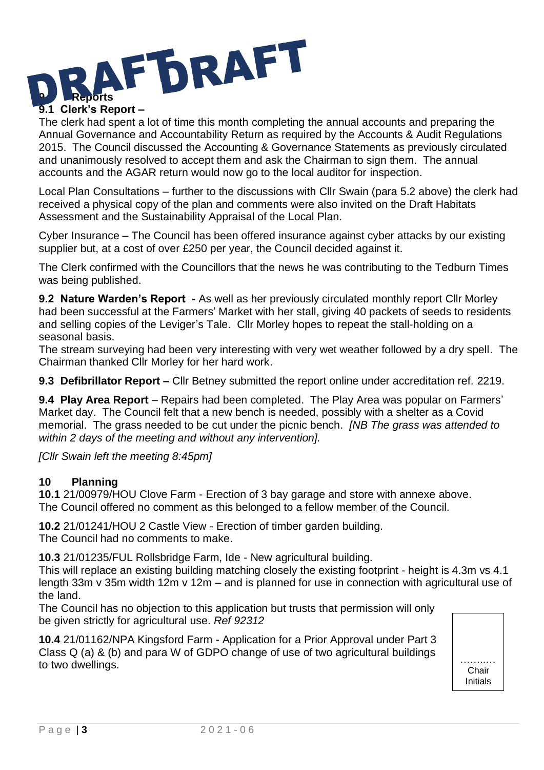## 9 Reports

**9.1 Clerk's Report –**

The clerk had spent a lot of time this month completing the annual accounts and preparing the Annual Governance and Accountability Return as required by the Accounts & Audit Regulations 2015. The Council discussed the Accounting & Governance Statements as previously circulated and unanimously resolved to accept them and ask the Chairman to sign them. The annual accounts and the AGAR return would now go to the local auditor for inspection.

Local Plan Consultations – further to the discussions with Cllr Swain (para 5.2 above) the clerk had received a physical copy of the plan and comments were also invited on the Draft Habitats Assessment and the Sustainability Appraisal of the Local Plan.

Cyber Insurance – The Council has been offered insurance against cyber attacks by our existing supplier but, at a cost of over £250 per year, the Council decided against it.

The Clerk confirmed with the Councillors that the news he was contributing to the Tedburn Times was being published.

**9.2 Nature Warden's Report -** As well as her previously circulated monthly report Cllr Morley had been successful at the Farmers' Market with her stall, giving 40 packets of seeds to residents and selling copies of the Leviger's Tale. Cllr Morley hopes to repeat the stall-holding on a seasonal basis.

The stream surveying had been very interesting with very wet weather followed by a dry spell. The Chairman thanked Cllr Morley for her hard work.

**9.3 Defibrillator Report –** Cllr Betney submitted the report online under accreditation ref. 2219.

**9.4 Play Area Report** – Repairs had been completed. The Play Area was popular on Farmers' Market day. The Council felt that a new bench is needed, possibly with a shelter as a Covid memorial. The grass needed to be cut under the picnic bench. *[NB The grass was attended to within 2 days of the meeting and without any intervention].*

*[Cllr Swain left the meeting 8:45pm]*

## 10 Planning

**10.1** 21/00979/HOU Clove Farm - Erection of 3 bay garage and store with annexe above.
The Council offered no comment as this belonged to a fellow member of the Council.

**10.2** 21/01241/HOU 2 Castle View - Erection of timber garden building.
The Council had no comments to make.

**10.3** 21/01235/FUL Rollsbridge Farm, Ide - New agricultural building.
This will replace an existing building matching closely the existing footprint - height is 4.3m vs 4.1 length 33m v 35m width 12m v 12m – and is planned for use in connection with agricultural use of the land.
The Council has no objection to this application but trusts that permission will only be given strictly for agricultural use. *Ref 92312*

**10.4** 21/01162/NPA Kingsford Farm - Application for a Prior Approval under Part 3 Class Q (a) & (b) and para W of GDPO change of use of two agricultural buildings to two dwellings.

………. Chair Initials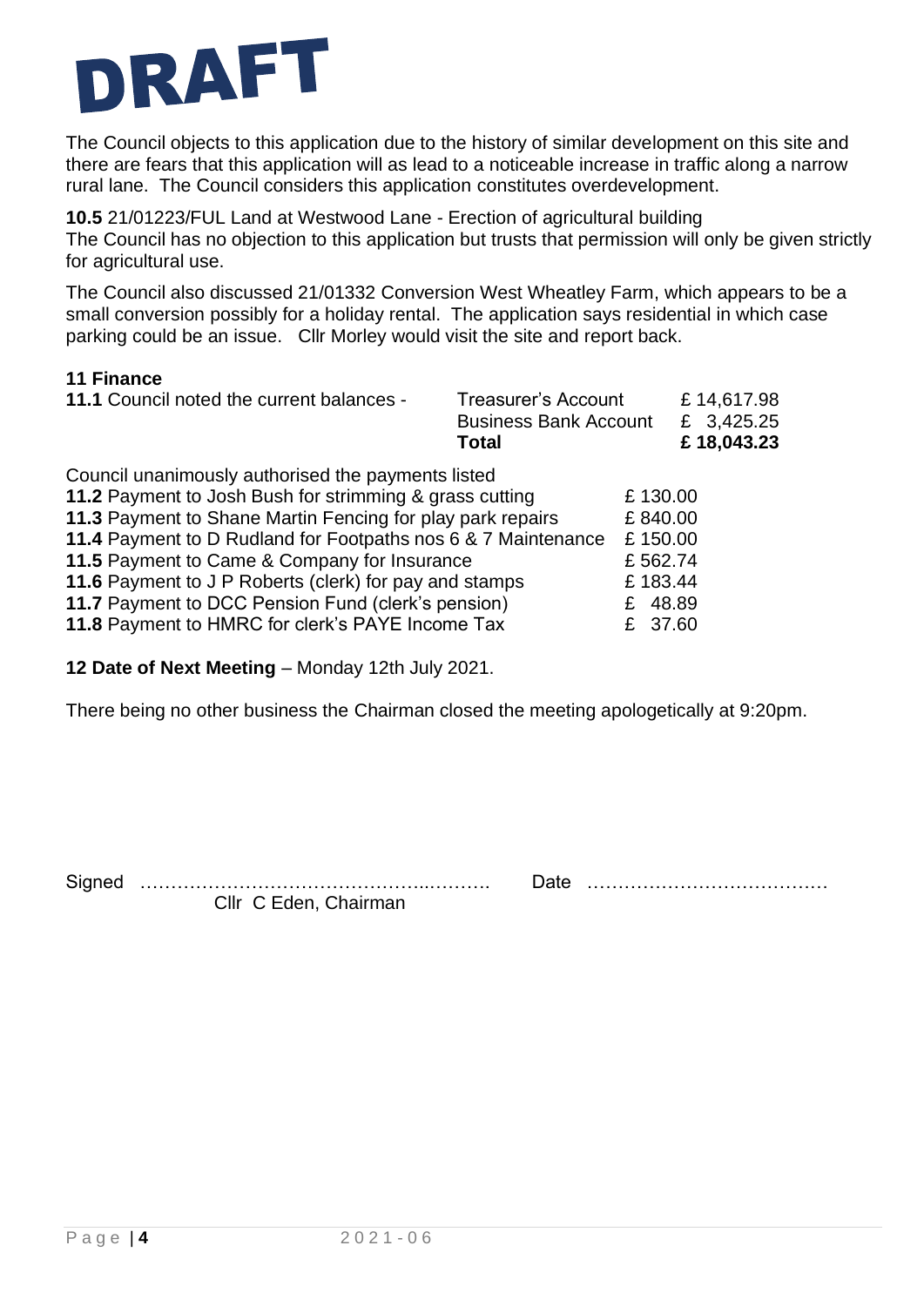# DRAFT

The Council objects to this application due to the history of similar development on this site and there are fears that this application will as lead to a noticeable increase in traffic along a narrow rural lane. The Council considers this application constitutes overdevelopment.

**10.5** 21/01223/FUL Land at Westwood Lane - Erection of agricultural building
The Council has no objection to this application but trusts that permission will only be given strictly for agricultural use.

The Council also discussed 21/01332 Conversion West Wheatley Farm, which appears to be a small conversion possibly for a holiday rental. The application says residential in which case parking could be an issue. Cllr Morley would visit the site and report back.

**11 Finance**

| | | |
|---|---|---|
| **11.1** Council noted the current balances - | Treasurer's Account | £ 14,617.98 |
| | Business Bank Account | £ 3,425.25 |
| | **Total** | **£ 18,043.23** |

Council unanimously authorised the payments listed

| | |
|---|---|
| **11.2** Payment to Josh Bush for strimming & grass cutting | £ 130.00 |
| **11.3** Payment to Shane Martin Fencing for play park repairs | £ 840.00 |
| **11.4** Payment to D Rudland for Footpaths nos 6 & 7 Maintenance | £ 150.00 |
| **11.5** Payment to Came & Company for Insurance | £ 562.74 |
| **11.6** Payment to J P Roberts (clerk) for pay and stamps | £ 183.44 |
| **11.7** Payment to DCC Pension Fund (clerk's pension) | £ 48.89 |
| **11.8** Payment to HMRC for clerk's PAYE Income Tax | £ 37.60 |

**12 Date of Next Meeting** – Monday 12th July 2021.

There being no other business the Chairman closed the meeting apologetically at 9:20pm.

Signed ……………………………………..………. Date …………………………………
Cllr C Eden, Chairman